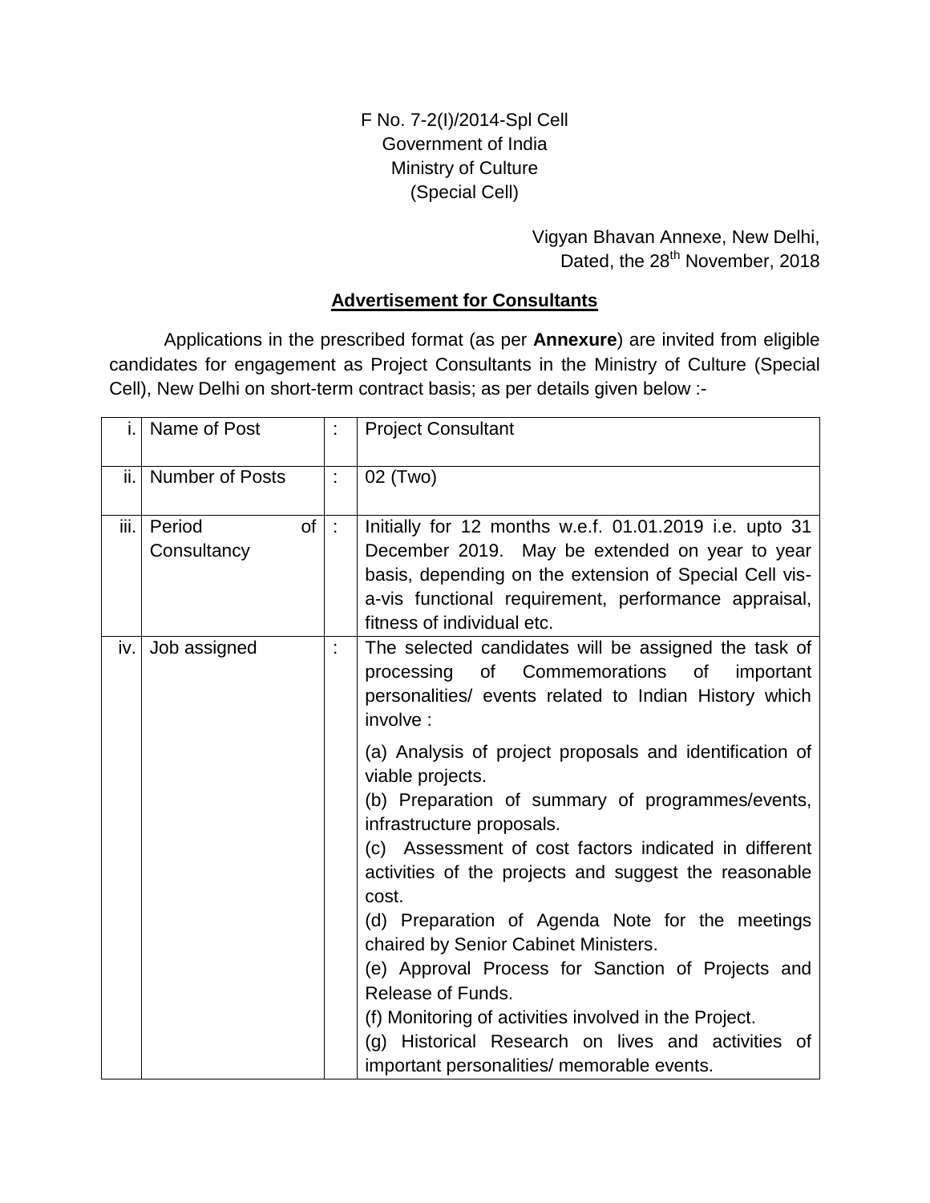F No. 7-2(I)/2014-Spl Cell
Government of India
Ministry of Culture
(Special Cell)

Vigyan Bhavan Annexe, New Delhi,
Dated, the 28th November, 2018

## Advertisement for Consultants

Applications in the prescribed format (as per **Annexure**) are invited from eligible candidates for engagement as Project Consultants in the Ministry of Culture (Special Cell), New Delhi on short-term contract basis; as per details given below :-

| | | | |
|---|---|---|---|
| i. | Name of Post | : | Project Consultant |
| ii. | Number of Posts | : | 02 (Two) |
| iii. | Period of Consultancy | : | Initially for 12 months w.e.f. 01.01.2019 i.e. upto 31 December 2019. May be extended on year to year basis, depending on the extension of Special Cell vis-a-vis functional requirement, performance appraisal, fitness of individual etc. |
| iv. | Job assigned | : | The selected candidates will be assigned the task of processing of Commemorations of important personalities/ events related to Indian History which involve :<br><br>(a) Analysis of project proposals and identification of viable projects.<br>(b) Preparation of summary of programmes/events, infrastructure proposals.<br>(c) Assessment of cost factors indicated in different activities of the projects and suggest the reasonable cost.<br>(d) Preparation of Agenda Note for the meetings chaired by Senior Cabinet Ministers.<br>(e) Approval Process for Sanction of Projects and Release of Funds.<br>(f) Monitoring of activities involved in the Project.<br>(g) Historical Research on lives and activities of important personalities/ memorable events. |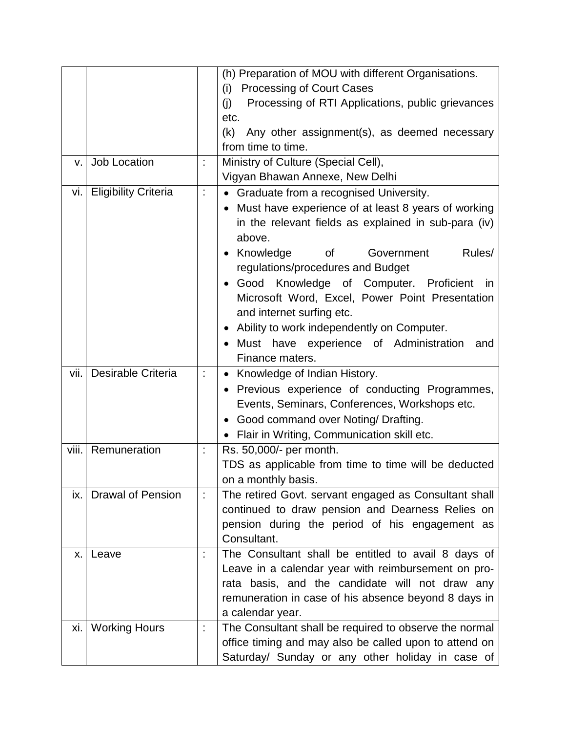| | | | |
|---|---|---|---|
| | | | (h) Preparation of MOU with different Organisations.<br>(i) Processing of Court Cases<br>(j) Processing of RTI Applications, public grievances etc.<br>(k) Any other assignment(s), as deemed necessary from time to time. |
| v. | Job Location | : | Ministry of Culture (Special Cell),<br>Vigyan Bhawan Annexe, New Delhi |
| vi. | Eligibility Criteria | : | • Graduate from a recognised University.<br>• Must have experience of at least 8 years of working in the relevant fields as explained in sub-para (iv) above.<br>• Knowledge of Government Rules/ regulations/procedures and Budget<br>• Good Knowledge of Computer. Proficient in Microsoft Word, Excel, Power Point Presentation and internet surfing etc.<br>• Ability to work independently on Computer.<br>• Must have experience of Administration and Finance maters. |
| vii. | Desirable Criteria | : | • Knowledge of Indian History.<br>• Previous experience of conducting Programmes, Events, Seminars, Conferences, Workshops etc.<br>• Good command over Noting/ Drafting.<br>• Flair in Writing, Communication skill etc. |
| viii. | Remuneration | : | Rs. 50,000/- per month.<br>TDS as applicable from time to time will be deducted on a monthly basis. |
| ix. | Drawal of Pension | : | The retired Govt. servant engaged as Consultant shall continued to draw pension and Dearness Relies on pension during the period of his engagement as Consultant. |
| x. | Leave | : | The Consultant shall be entitled to avail 8 days of Leave in a calendar year with reimbursement on pro-rata basis, and the candidate will not draw any remuneration in case of his absence beyond 8 days in a calendar year. |
| xi. | Working Hours | : | The Consultant shall be required to observe the normal office timing and may also be called upon to attend on Saturday/ Sunday or any other holiday in case of |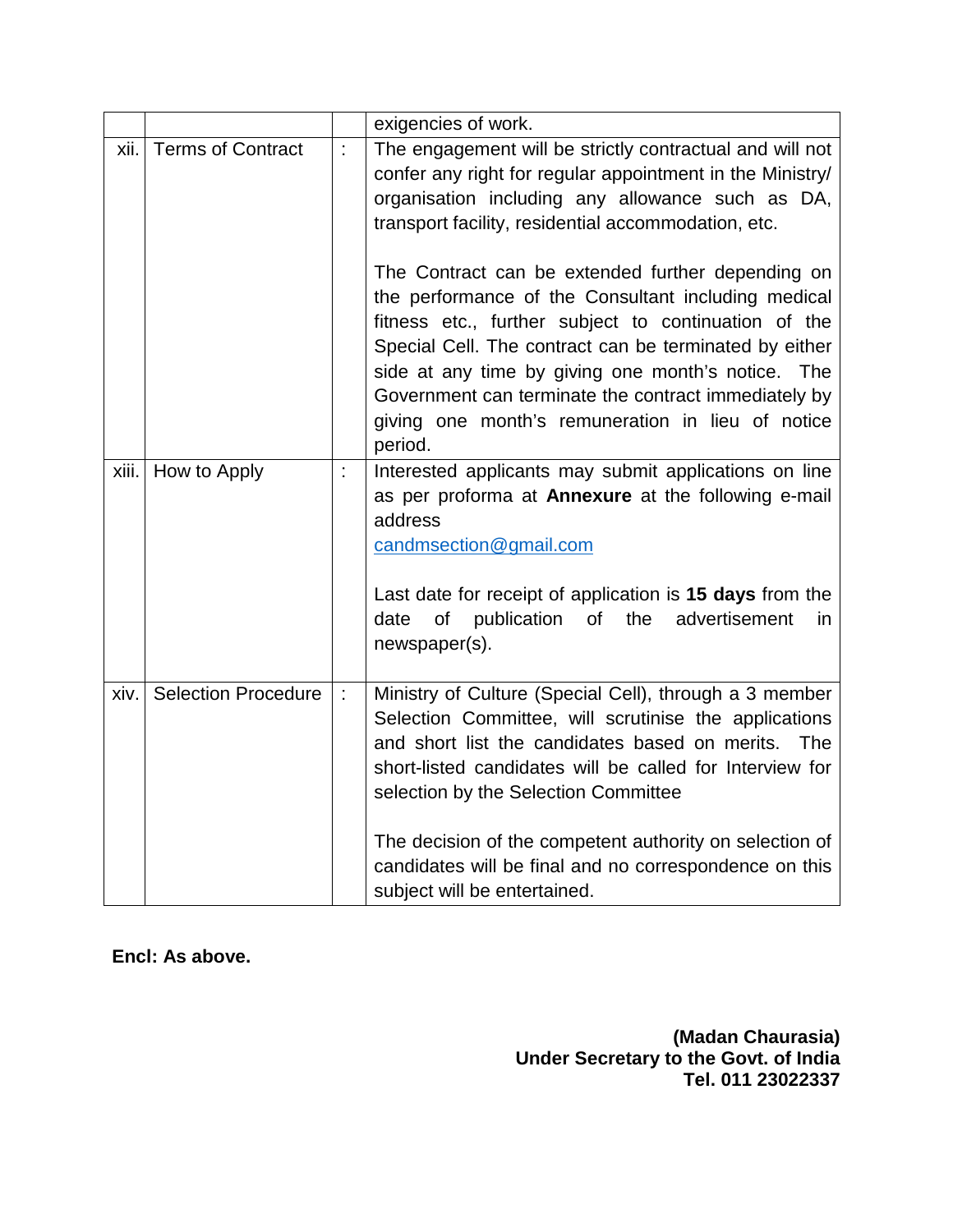| | | | |
|---|---|---|---|
| | | | exigencies of work. |
| xii. | Terms of Contract | : | The engagement will be strictly contractual and will not confer any right for regular appointment in the Ministry/ organisation including any allowance such as DA, transport facility, residential accommodation, etc.<br><br>The Contract can be extended further depending on the performance of the Consultant including medical fitness etc., further subject to continuation of the Special Cell. The contract can be terminated by either side at any time by giving one month's notice. The Government can terminate the contract immediately by giving one month's remuneration in lieu of notice period. |
| xiii. | How to Apply | : | Interested applicants may submit applications on line as per proforma at **Annexure** at the following e-mail address<br>candmsection@gmail.com<br><br>Last date for receipt of application is **15 days** from the date of publication of the advertisement in newspaper(s). |
| xiv. | Selection Procedure | : | Ministry of Culture (Special Cell), through a 3 member Selection Committee, will scrutinise the applications and short list the candidates based on merits. The short-listed candidates will be called for Interview for selection by the Selection Committee<br><br>The decision of the competent authority on selection of candidates will be final and no correspondence on this subject will be entertained. |

**Encl: As above.**

**(Madan Chaurasia)**
**Under Secretary to the Govt. of India**
**Tel. 011 23022337**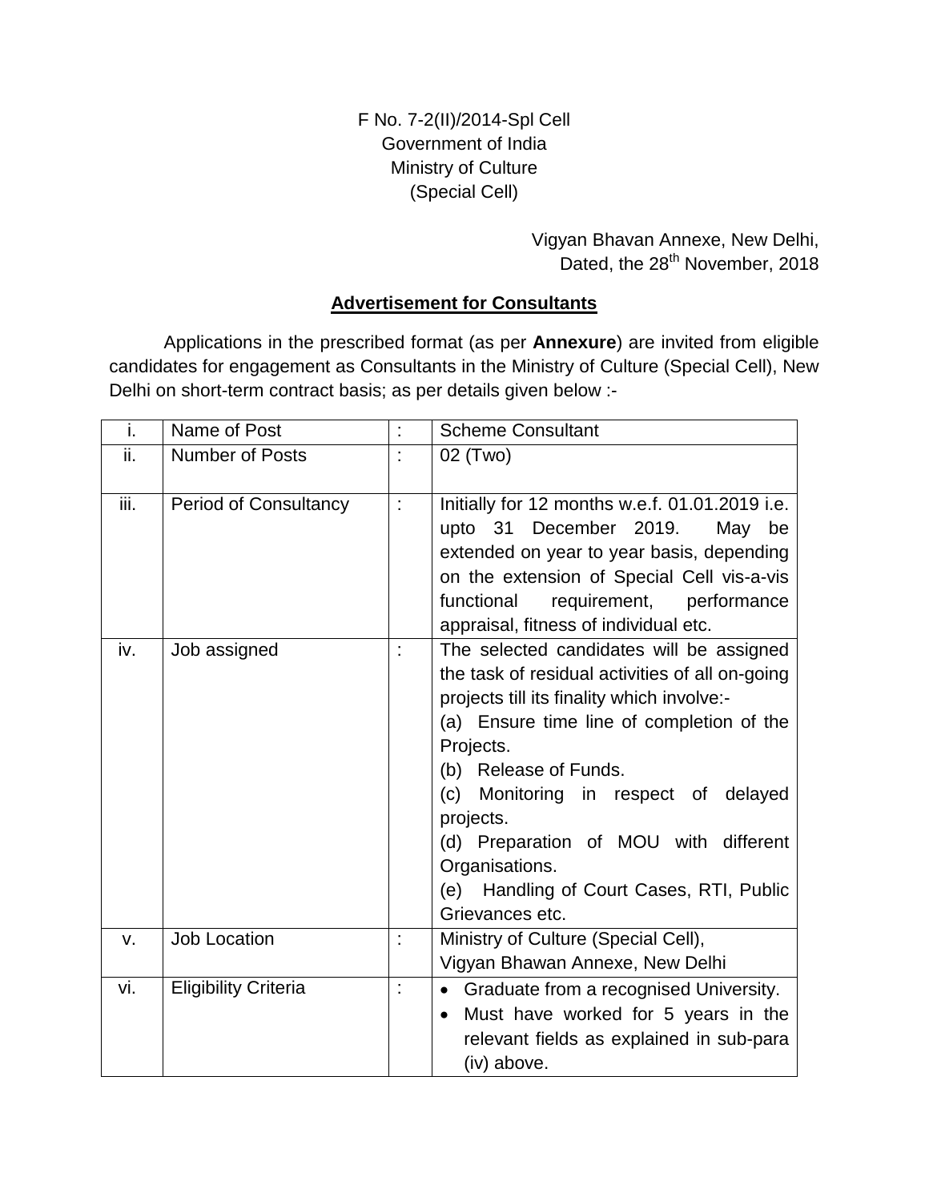F No. 7-2(II)/2014-Spl Cell
Government of India
Ministry of Culture
(Special Cell)

Vigyan Bhavan Annexe, New Delhi,
Dated, the 28th November, 2018

## Advertisement for Consultants

Applications in the prescribed format (as per **Annexure**) are invited from eligible candidates for engagement as Consultants in the Ministry of Culture (Special Cell), New Delhi on short-term contract basis; as per details given below :-

| | | | |
|---|---|---|---|
| i. | Name of Post | : | Scheme Consultant |
| ii. | Number of Posts | : | 02 (Two) |
| iii. | Period of Consultancy | : | Initially for 12 months w.e.f. 01.01.2019 i.e. upto 31 December 2019. May be extended on year to year basis, depending on the extension of Special Cell vis-a-vis functional requirement, performance appraisal, fitness of individual etc. |
| iv. | Job assigned | : | The selected candidates will be assigned the task of residual activities of all on-going projects till its finality which involve:-<br>(a) Ensure time line of completion of the Projects.<br>(b) Release of Funds.<br>(c) Monitoring in respect of delayed projects.<br>(d) Preparation of MOU with different Organisations.<br>(e) Handling of Court Cases, RTI, Public Grievances etc. |
| v. | Job Location | : | Ministry of Culture (Special Cell),<br>Vigyan Bhawan Annexe, New Delhi |
| vi. | Eligibility Criteria | : | • Graduate from a recognised University.<br>• Must have worked for 5 years in the relevant fields as explained in sub-para (iv) above. |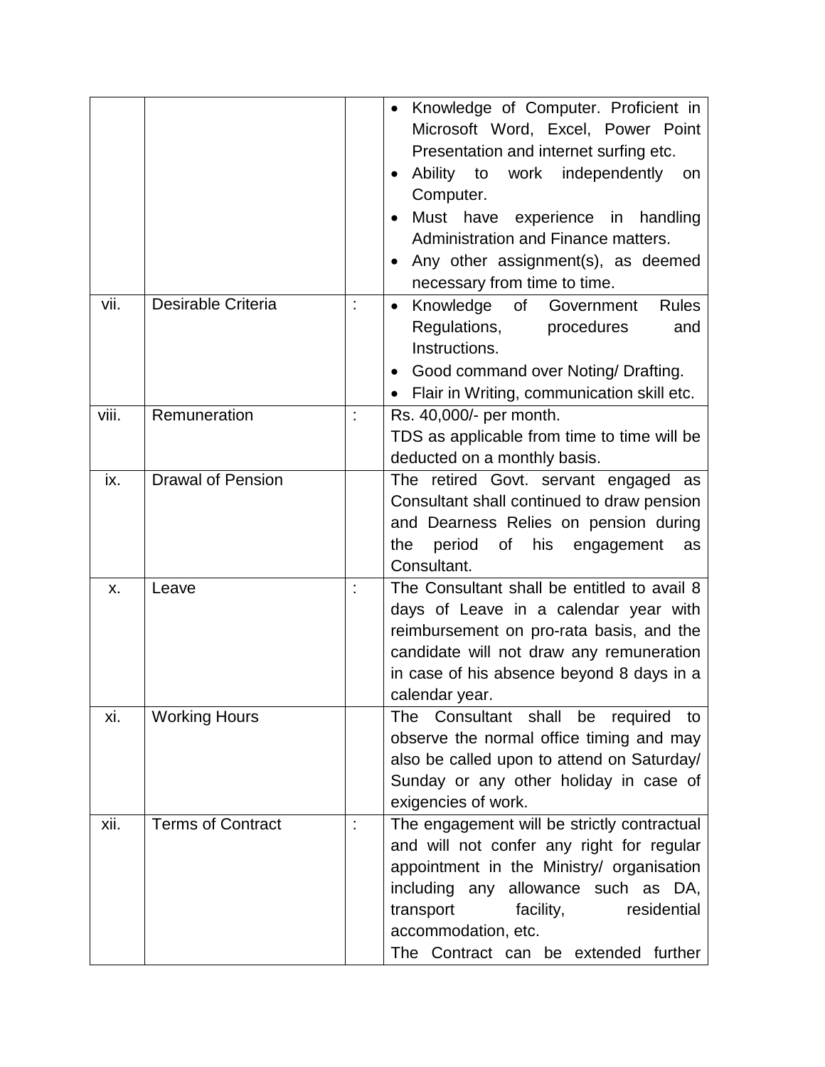| | | | |
|---|---|---|---|
| | | | • Knowledge of Computer. Proficient in Microsoft Word, Excel, Power Point Presentation and internet surfing etc.<br>• Ability to work independently on Computer.<br>• Must have experience in handling Administration and Finance matters.<br>• Any other assignment(s), as deemed necessary from time to time. |
| vii. | Desirable Criteria | : | • Knowledge of Government Rules Regulations, procedures and Instructions.<br>• Good command over Noting/ Drafting.<br>• Flair in Writing, communication skill etc. |
| viii. | Remuneration | : | Rs. 40,000/- per month.<br>TDS as applicable from time to time will be deducted on a monthly basis. |
| ix. | Drawal of Pension | | The retired Govt. servant engaged as Consultant shall continued to draw pension and Dearness Relies on pension during the period of his engagement as Consultant. |
| x. | Leave | : | The Consultant shall be entitled to avail 8 days of Leave in a calendar year with reimbursement on pro-rata basis, and the candidate will not draw any remuneration in case of his absence beyond 8 days in a calendar year. |
| xi. | Working Hours | | The Consultant shall be required to observe the normal office timing and may also be called upon to attend on Saturday/ Sunday or any other holiday in case of exigencies of work. |
| xii. | Terms of Contract | : | The engagement will be strictly contractual and will not confer any right for regular appointment in the Ministry/ organisation including any allowance such as DA, transport facility, residential accommodation, etc.<br>The Contract can be extended further |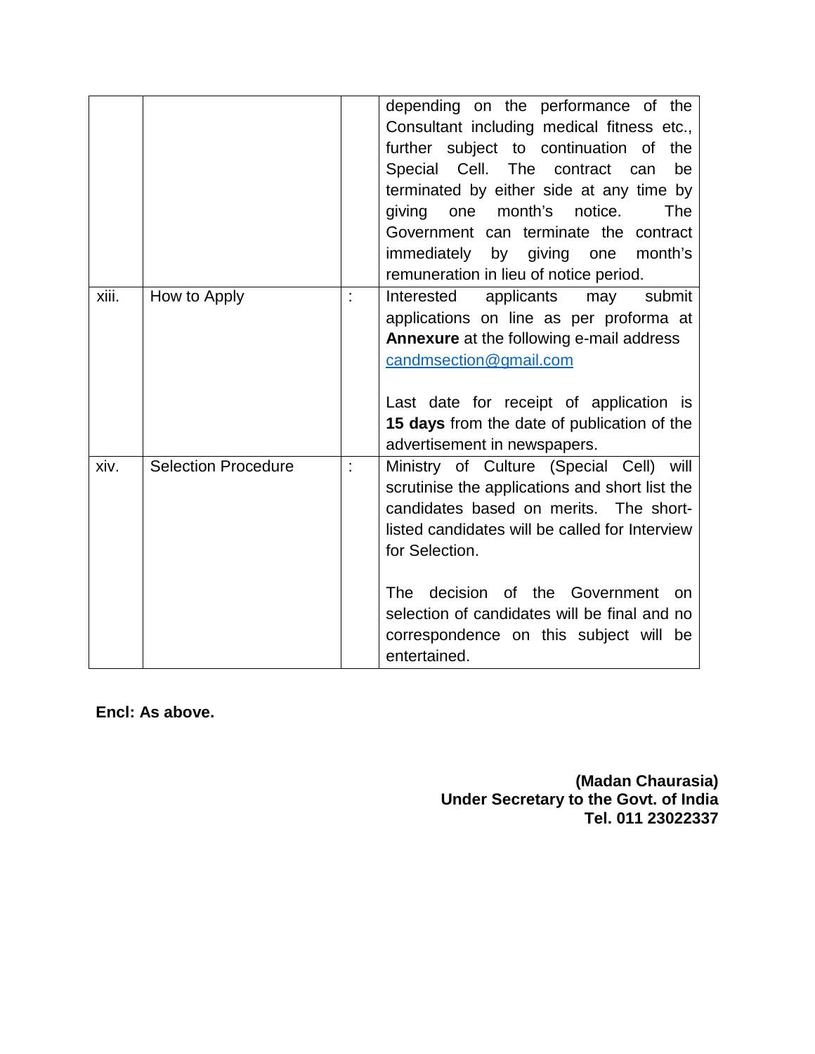| | | | |
|---|---|---|---|
| | | | depending on the performance of the Consultant including medical fitness etc., further subject to continuation of the Special Cell. The contract can be terminated by either side at any time by giving one month's notice. The Government can terminate the contract immediately by giving one month's remuneration in lieu of notice period. |
| xiii. | How to Apply | : | Interested applicants may submit applications on line as per proforma at **Annexure** at the following e-mail address candmsection@gmail.com<br><br>Last date for receipt of application is **15 days** from the date of publication of the advertisement in newspapers. |
| xiv. | Selection Procedure | : | Ministry of Culture (Special Cell) will scrutinise the applications and short list the candidates based on merits. The short-listed candidates will be called for Interview for Selection.<br><br>The decision of the Government on selection of candidates will be final and no correspondence on this subject will be entertained. |

**Encl: As above.**

**(Madan Chaurasia)**
**Under Secretary to the Govt. of India**
**Tel. 011 23022337**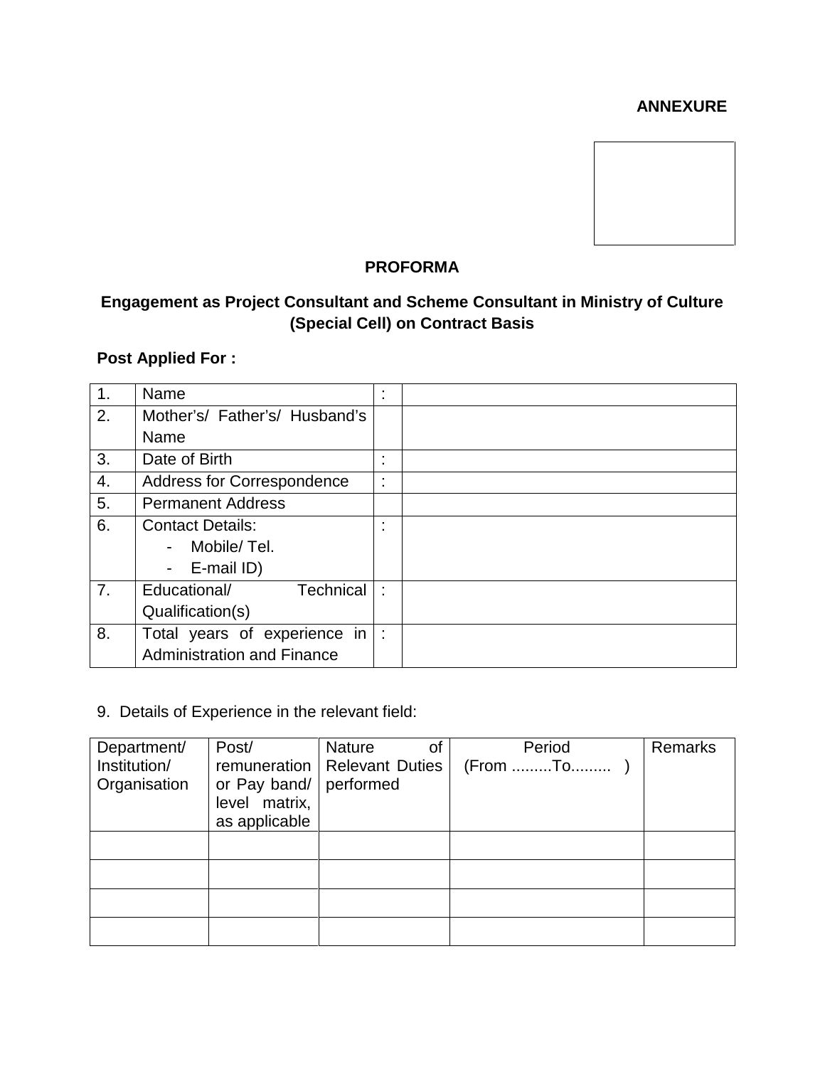**ANNEXURE**

**PROFORMA**

**Engagement as Project Consultant and Scheme Consultant in Ministry of Culture (Special Cell) on Contract Basis**

**Post Applied For :**

| | | | |
|---|---|---|---|
| 1. | Name | : | |
| 2. | Mother's/ Father's/ Husband's Name | | |
| 3. | Date of Birth | : | |
| 4. | Address for Correspondence | : | |
| 5. | Permanent Address | | |
| 6. | Contact Details:<br>- Mobile/ Tel.<br>- E-mail ID) | : | |
| 7. | Educational/ Technical Qualification(s) | : | |
| 8. | Total years of experience in Administration and Finance | : | |

9. Details of Experience in the relevant field:

| Department/ Institution/ Organisation | Post/ remuneration or Pay band/ level matrix, as applicable | Nature of Relevant Duties performed | Period (From .........To......... ) | Remarks |
|---|---|---|---|---|
| | | | | |
| | | | | |
| | | | | |
| | | | | |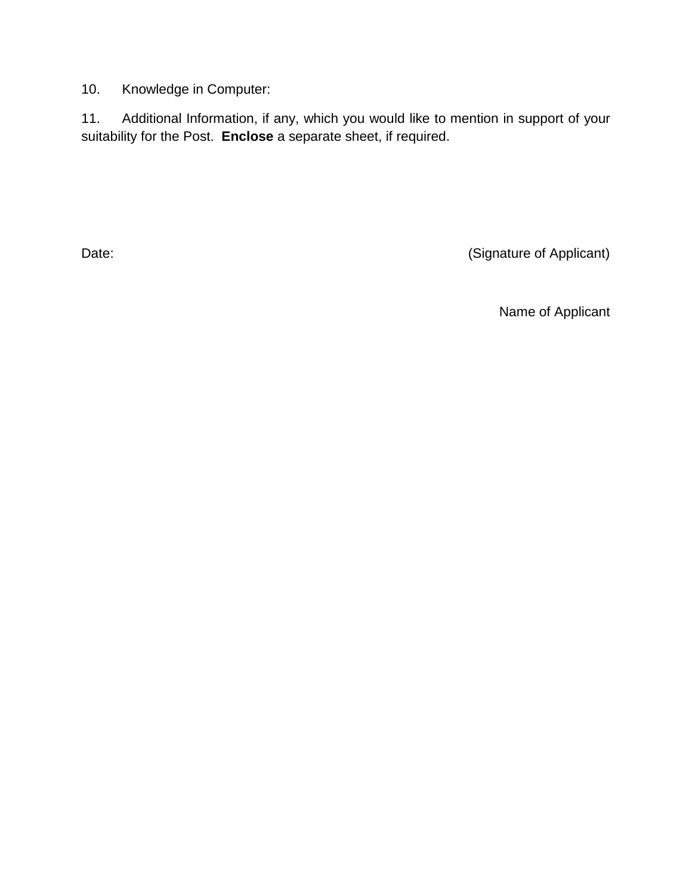10. Knowledge in Computer:

11. Additional Information, if any, which you would like to mention in support of your suitability for the Post. **Enclose** a separate sheet, if required.

Date: (Signature of Applicant)

Name of Applicant